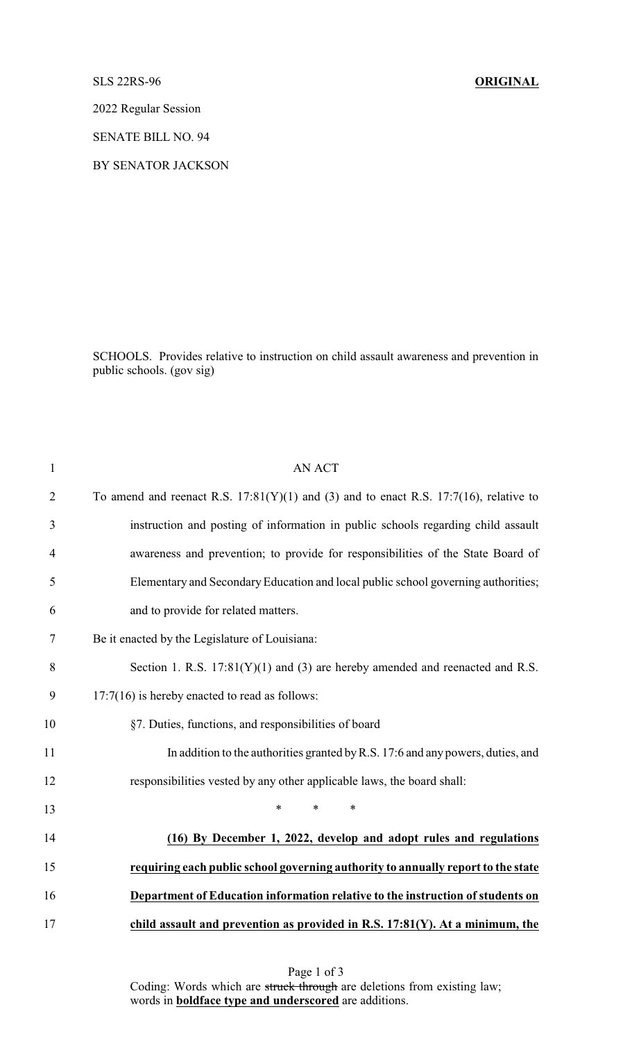SLS 22RS-96 **ORIGINAL**

2022 Regular Session

SENATE BILL NO. 94

BY SENATOR JACKSON

SCHOOLS. Provides relative to instruction on child assault awareness and prevention in public schools. (gov sig)

AN ACT

To amend and reenact R.S. 17:81(Y)(1) and (3) and to enact R.S. 17:7(16), relative to instruction and posting of information in public schools regarding child assault awareness and prevention; to provide for responsibilities of the State Board of Elementary and Secondary Education and local public school governing authorities; and to provide for related matters.

Be it enacted by the Legislature of Louisiana:

Section 1. R.S. 17:81(Y)(1) and (3) are hereby amended and reenacted and R.S. 17:7(16) is hereby enacted to read as follows:

§7. Duties, functions, and responsibilities of board

In addition to the authorities granted by R.S. 17:6 and any powers, duties, and responsibilities vested by any other applicable laws, the board shall:

\* \* \*

**(16) By December 1, 2022, develop and adopt rules and regulations requiring each public school governing authority to annually report to the state Department of Education information relative to the instruction of students on child assault and prevention as provided in R.S. 17:81(Y). At a minimum, the**

Coding: Words which are ~~struck through~~ are deletions from existing law; words in **boldface type and underscored** are additions.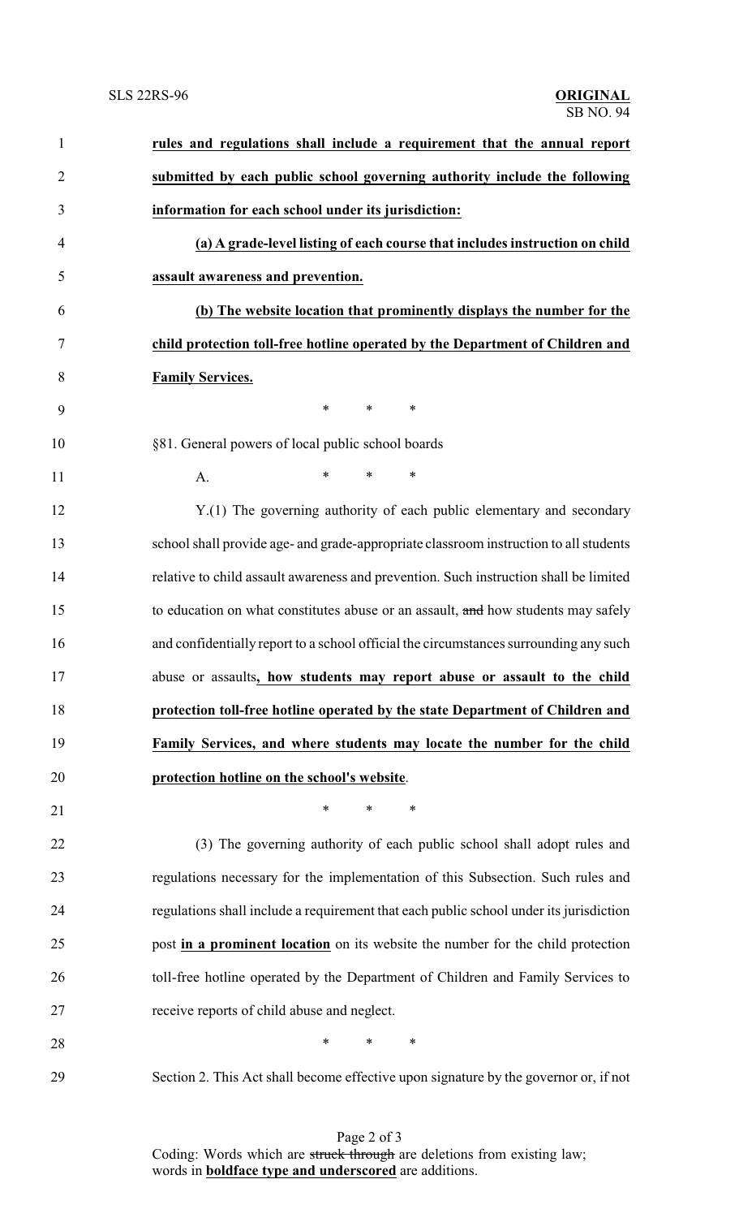**rules and regulations shall include a requirement that the annual report submitted by each public school governing authority include the following information for each school under its jurisdiction:**

**(a) A grade-level listing of each course that includes instruction on child assault awareness and prevention.**

**(b) The website location that prominently displays the number for the child protection toll-free hotline operated by the Department of Children and Family Services.**

\* \* \*

§81. General powers of local public school boards

A. \* \* \*

Y.(1) The governing authority of each public elementary and secondary school shall provide age- and grade-appropriate classroom instruction to all students relative to child assault awareness and prevention. Such instruction shall be limited to education on what constitutes abuse or an assault, ~~and~~ how students may safely and confidentially report to a school official the circumstances surrounding any such abuse or assaults**, how students may report abuse or assault to the child protection toll-free hotline operated by the state Department of Children and Family Services, and where students may locate the number for the child protection hotline on the school's website**.

\* \* \*

(3) The governing authority of each public school shall adopt rules and regulations necessary for the implementation of this Subsection. Such rules and regulations shall include a requirement that each public school under its jurisdiction post **in a prominent location** on its website the number for the child protection toll-free hotline operated by the Department of Children and Family Services to receive reports of child abuse and neglect.

\* \* \*

Section 2. This Act shall become effective upon signature by the governor or, if not

Coding: Words which are ~~struck through~~ are deletions from existing law; words in **boldface type and underscored** are additions.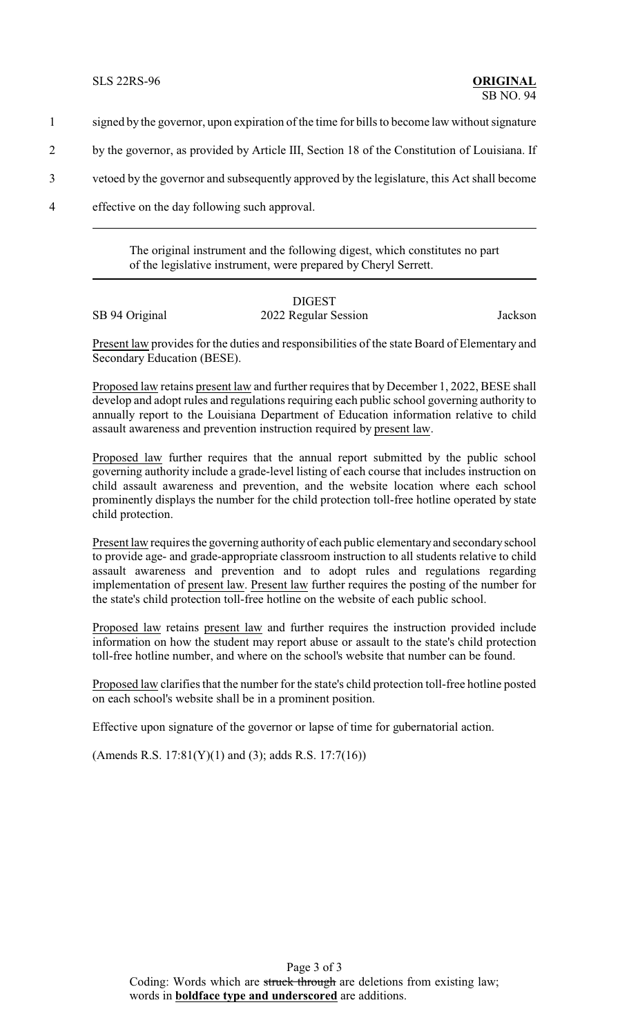signed by the governor, upon expiration of the time for bills to become law without signature by the governor, as provided by Article III, Section 18 of the Constitution of Louisiana. If vetoed by the governor and subsequently approved by the legislature, this Act shall become effective on the day following such approval.

The original instrument and the following digest, which constitutes no part of the legislative instrument, were prepared by Cheryl Serrett.

DIGEST

SB 94 Original | 2022 Regular Session | Jackson

Present law provides for the duties and responsibilities of the state Board of Elementary and Secondary Education (BESE).

Proposed law retains present law and further requires that by December 1, 2022, BESE shall develop and adopt rules and regulations requiring each public school governing authority to annually report to the Louisiana Department of Education information relative to child assault awareness and prevention instruction required by present law.

Proposed law further requires that the annual report submitted by the public school governing authority include a grade-level listing of each course that includes instruction on child assault awareness and prevention, and the website location where each school prominently displays the number for the child protection toll-free hotline operated by state child protection.

Present law requires the governing authority of each public elementary and secondary school to provide age- and grade-appropriate classroom instruction to all students relative to child assault awareness and prevention and to adopt rules and regulations regarding implementation of present law. Present law further requires the posting of the number for the state's child protection toll-free hotline on the website of each public school.

Proposed law retains present law and further requires the instruction provided include information on how the student may report abuse or assault to the state's child protection toll-free hotline number, and where on the school's website that number can be found.

Proposed law clarifies that the number for the state's child protection toll-free hotline posted on each school's website shall be in a prominent position.

Effective upon signature of the governor or lapse of time for gubernatorial action.

(Amends R.S. 17:81(Y)(1) and (3); adds R.S. 17:7(16))

Coding: Words which are ~~struck through~~ are deletions from existing law; words in **boldface type and underscored** are additions.